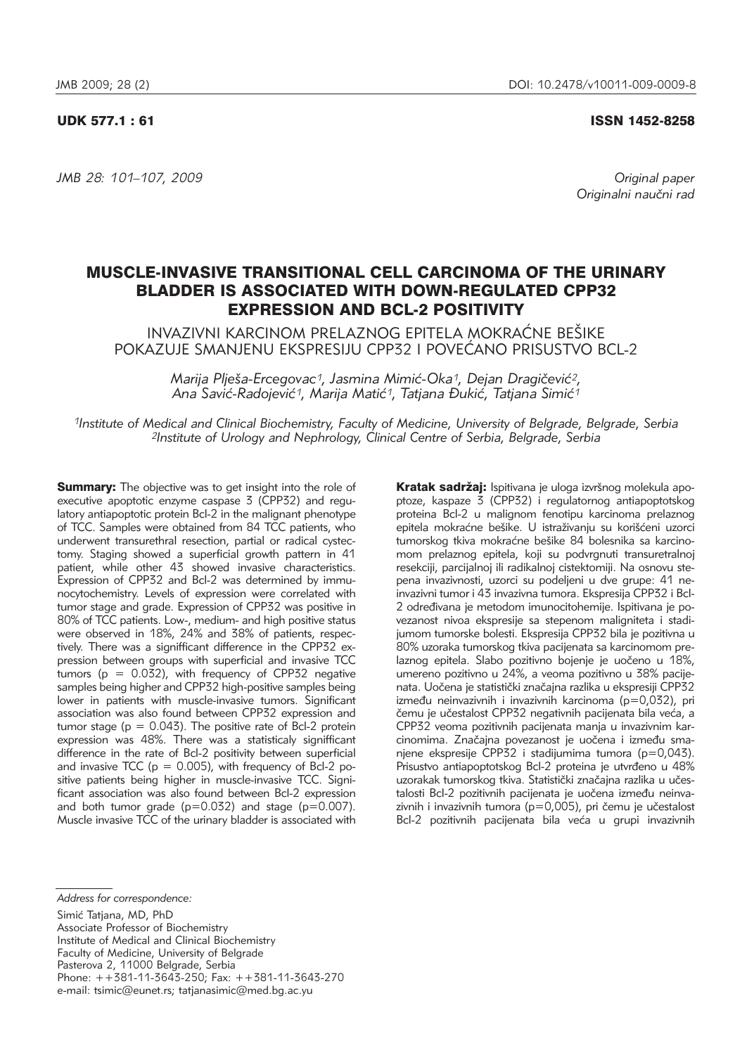UDK 577.1 : 61

ISSN 1452-8258

*Original paper*
*Originalni naučni rad*

# MUSCLE-INVASIVE TRANSITIONAL CELL CARCINOMA OF THE URINARY BLADDER IS ASSOCIATED WITH DOWN-REGULATED CPP32 EXPRESSION AND BCL-2 POSITIVITY

## INVAZIVNI KARCINOM PRELAZNOG EPITELA MOKRAĆNE BEŠIKE POKAZUJE SMANJENU EKSPRESIJU CPP32 I POVEĆANO PRISUSTVO BCL-2

*Marija Plješa-Ercegovac[1], Jasmina Mimić-Oka[1], Dejan Dragičević[2], Ana Savić-Radojević[1], Marija Matić[1], Tatjana Đukić, Tatjana Simić[1]*

*[1]Institute of Medical and Clinical Biochemistry, Faculty of Medicine, University of Belgrade, Belgrade, Serbia*
*[2]Institute of Urology and Nephrology, Clinical Centre of Serbia, Belgrade, Serbia*

**Summary:** The objective was to get insight into the role of executive apoptotic enzyme caspase 3 (CPP32) and regulatory antiapoptotic protein Bcl-2 in the malignant phenotype of TCC. Samples were obtained from 84 TCC patients, who underwent transurethral resection, partial or radical cystectomy. Staging showed a superficial growth pattern in 41 patient, while other 43 showed invasive characteristics. Expression of CPP32 and Bcl-2 was determined by immunocytochemistry. Levels of expression were correlated with tumor stage and grade. Expression of CPP32 was positive in 80% of TCC patients. Low-, medium- and high positive status were observed in 18%, 24% and 38% of patients, respectively. There was a signifficant difference in the CPP32 expression between groups with superficial and invasive TCC tumors ($p = 0.032$), with frequency of CPP32 negative samples being higher and CPP32 high-positive samples being lower in patients with muscle-invasive tumors. Significant association was also found between CPP32 expression and tumor stage ($p = 0.043$). The positive rate of Bcl-2 protein expression was 48%. There was a statisticaly signifficant difference in the rate of Bcl-2 positivity between superficial and invasive TCC ($p = 0.005$), with frequency of Bcl-2 positive patients being higher in muscle-invasive TCC. Significant association was also found between Bcl-2 expression and both tumor grade ($p=0.032$) and stage ($p=0.007$). Muscle invasive TCC of the urinary bladder is associated with

**Kratak sadržaj:** Ispitivana je uloga izvršnog molekula apoptoze, kaspaze 3 (CPP32) i regulatornog antiapoptotskog proteina Bcl-2 u malignom fenotipu karcinoma prelaznog epitela mokraćne bešike. U istraživanju su korišćeni uzorci tumorskog tkiva mokraćne bešike 84 bolesnika sa karcinomom prelaznog epitela, koji su podvrgnuti transuretralnoj resekciji, parcijalnoj ili radikalnoj cistektomiji. Na osnovu stepena invazivnosti, uzorci su podeljeni u dve grupe: 41 neinvazivni tumor i 43 invazivna tumora. Ekspresija CPP32 i Bcl-2 određivana je metodom imunocitohemije. Ispitivana je povezanost nivoa ekspresije sa stepenom maligniteta i stadijumom tumorske bolesti. Ekspresija CPP32 bila je pozitivna u 80% uzoraka tumorskog tkiva pacijenata sa karcinomom prelaznog epitela. Slabo pozitivno bojenje je uočeno u 18%, umereno pozitivno u 24%, a veoma pozitivno u 38% pacijenata. Uočena je statistički značajna razlika u ekspresiji CPP32 između neinvazivnih i invazivnih karcinoma ($p=0,032$), pri čemu je učestalost CPP32 negativnih pacijenata bila veća, a CPP32 veoma pozitivnih pacijenata manja u invazivnim karcinomima. Značajna povezanost je uočena i između smanjene ekspresije CPP32 i stadijumima tumora ($p=0,043$). Prisustvo antiapoptotskog Bcl-2 proteina je utvrđeno u 48% uzorakak tumorskog tkiva. Statistički značajna razlika u učestalosti Bcl-2 pozitivnih pacijenata je uočena između neinvazivnih i invazivnih tumora ($p=0,005$), pri čemu je učestalost Bcl-2 pozitivnih pacijenata bila veća u grupi invazivnih

---

*Address for correspondence:*

Simić Tatjana, MD, PhD
Associate Professor of Biochemistry
Institute of Medical and Clinical Biochemistry
Faculty of Medicine, University of Belgrade
Pasterova 2, 11000 Belgrade, Serbia
Phone: ++381-11-3643-250; Fax: ++381-11-3643-270
e-mail: tsimic@eunet.rs; tatjanasimic@med.bg.ac.yu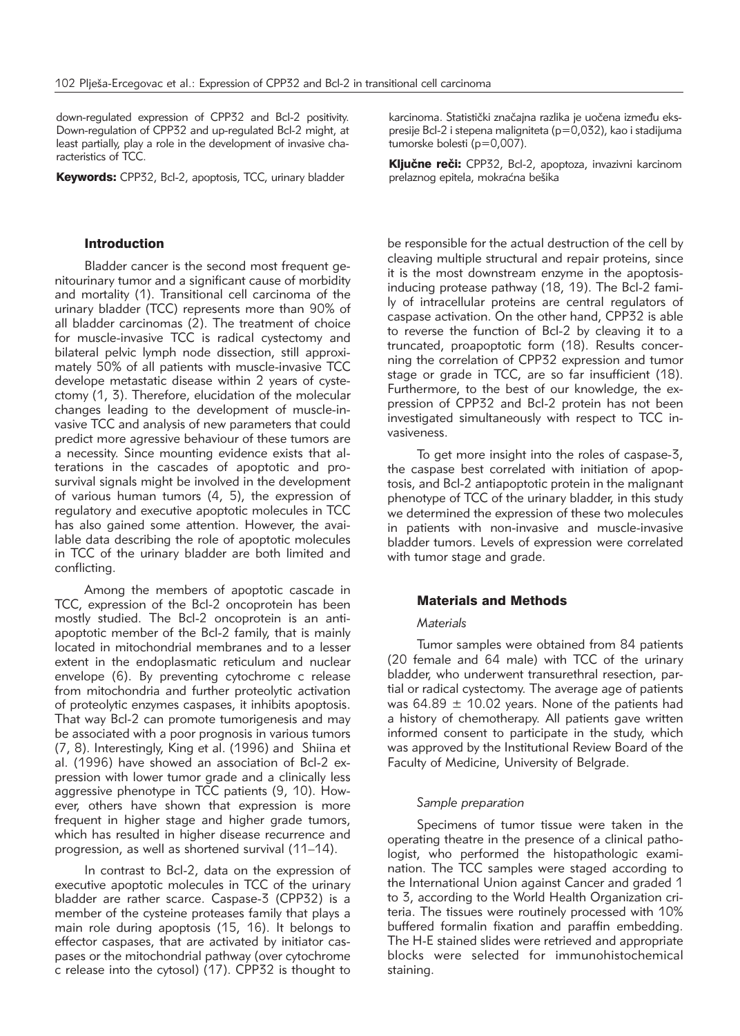down-regulated expression of CPP32 and Bcl-2 positivity. Down-regulation of CPP32 and up-regulated Bcl-2 might, at least partially, play a role in the development of invasive characteristics of TCC.

**Keywords:** CPP32, Bcl-2, apoptosis, TCC, urinary bladder

karcinoma. Statistički značajna razlika je uočena između ekspresije Bcl-2 i stepena maligniteta (p=0,032), kao i stadijuma tumorske bolesti (p=0,007).

**Ključne reči:** CPP32, Bcl-2, apoptoza, invazivni karcinom prelaznog epitela, mokraćna bešika

## Introduction

Bladder cancer is the second most frequent genitourinary tumor and a significant cause of morbidity and mortality (1). Transitional cell carcinoma of the urinary bladder (TCC) represents more than 90% of all bladder carcinomas (2). The treatment of choice for muscle-invasive TCC is radical cystectomy and bilateral pelvic lymph node dissection, still approximately 50% of all patients with muscle-invasive TCC develope metastatic disease within 2 years of cystectomy (1, 3). Therefore, elucidation of the molecular changes leading to the development of muscle-invasive TCC and analysis of new parameters that could predict more agressive behaviour of these tumors are a necessity. Since mounting evidence exists that alterations in the cascades of apoptotic and prosurvival signals might be involved in the development of various human tumors (4, 5), the expression of regulatory and executive apoptotic molecules in TCC has also gained some attention. However, the available data describing the role of apoptotic molecules in TCC of the urinary bladder are both limited and conflicting.

Among the members of apoptotic cascade in TCC, expression of the Bcl-2 oncoprotein has been mostly studied. The Bcl-2 oncoprotein is an antiapoptotic member of the Bcl-2 family, that is mainly located in mitochondrial membranes and to a lesser extent in the endoplasmatic reticulum and nuclear envelope (6). By preventing cytochrome c release from mitochondria and further proteolytic activation of proteolytic enzymes caspases, it inhibits apoptosis. That way Bcl-2 can promote tumorigenesis and may be associated with a poor prognosis in various tumors (7, 8). Interestingly, King et al. (1996) and Shiina et al. (1996) have showed an association of Bcl-2 expression with lower tumor grade and a clinically less aggressive phenotype in TCC patients (9, 10). However, others have shown that expression is more frequent in higher stage and higher grade tumors, which has resulted in higher disease recurrence and progression, as well as shortened survival (11–14).

In contrast to Bcl-2, data on the expression of executive apoptotic molecules in TCC of the urinary bladder are rather scarce. Caspase-3 (CPP32) is a member of the cysteine proteases family that plays a main role during apoptosis (15, 16). It belongs to effector caspases, that are activated by initiator caspases or the mitochondrial pathway (over cytochrome c release into the cytosol) (17). CPP32 is thought to be responsible for the actual destruction of the cell by cleaving multiple structural and repair proteins, since it is the most downstream enzyme in the apoptosis-inducing protease pathway (18, 19). The Bcl-2 family of intracellular proteins are central regulators of caspase activation. On the other hand, CPP32 is able to reverse the function of Bcl-2 by cleaving it to a truncated, proapoptotic form (18). Results concerning the correlation of CPP32 expression and tumor stage or grade in TCC, are so far insufficient (18). Furthermore, to the best of our knowledge, the expression of CPP32 and Bcl-2 protein has not been investigated simultaneously with respect to TCC invasiveness.

To get more insight into the roles of caspase-3, the caspase best correlated with initiation of apoptosis, and Bcl-2 antiapoptotic protein in the malignant phenotype of TCC of the urinary bladder, in this study we determined the expression of these two molecules in patients with non-invasive and muscle-invasive bladder tumors. Levels of expression were correlated with tumor stage and grade.

## Materials and Methods

### *Materials*

Tumor samples were obtained from 84 patients (20 female and 64 male) with TCC of the urinary bladder, who underwent transurethral resection, partial or radical cystectomy. The average age of patients was $64.89 \pm 10.02$ years. None of the patients had a history of chemotherapy. All patients gave written informed consent to participate in the study, which was approved by the Institutional Review Board of the Faculty of Medicine, University of Belgrade.

### *Sample preparation*

Specimens of tumor tissue were taken in the operating theatre in the presence of a clinical pathologist, who performed the histopathologic examination. The TCC samples were staged according to the International Union against Cancer and graded 1 to 3, according to the World Health Organization criteria. The tissues were routinely processed with 10% buffered formalin fixation and paraffin embedding. The H-E stained slides were retrieved and appropriate blocks were selected for immunohistochemical staining.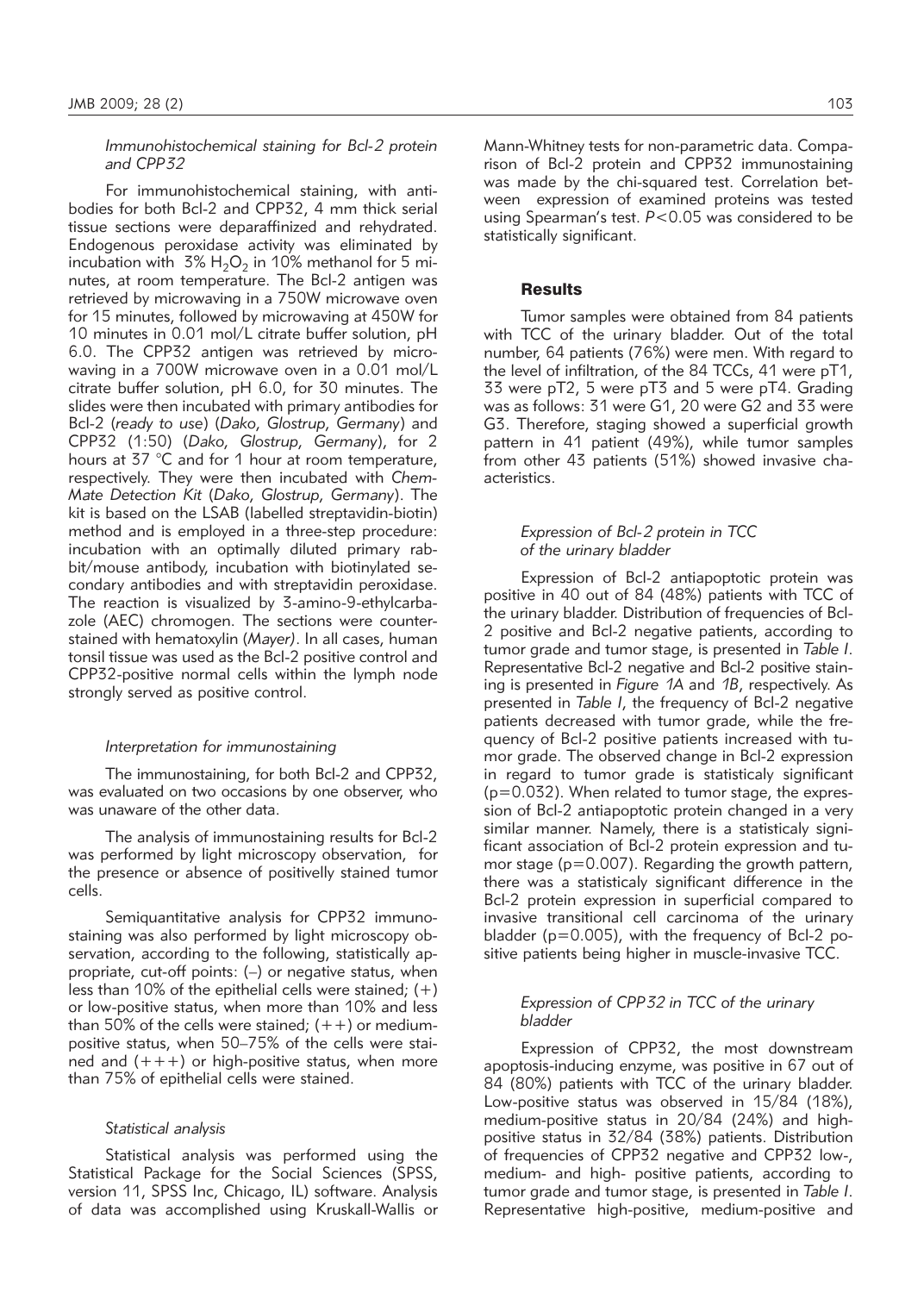*Immunohistochemical staining for Bcl-2 protein and CPP32*

For immunohistochemical staining, with antibodies for both Bcl-2 and CPP32, 4 mm thick serial tissue sections were deparaffinized and rehydrated. Endogenous peroxidase activity was eliminated by incubation with 3% $H_2O_2$ in 10% methanol for 5 minutes, at room temperature. The Bcl-2 antigen was retrieved by microwaving in a 750W microwave oven for 15 minutes, followed by microwaving at 450W for 10 minutes in 0.01 mol/L citrate buffer solution, pH 6.0. The CPP32 antigen was retrieved by microwaving in a 700W microwave oven in a 0.01 mol/L citrate buffer solution, pH 6.0, for 30 minutes. The slides were then incubated with primary antibodies for Bcl-2 (*ready to use*) (*Dako, Glostrup, Germany*) and CPP32 (1:50) (*Dako, Glostrup, Germany*), for 2 hours at 37 °C and for 1 hour at room temperature, respectively. They were then incubated with *Chem-Mate Detection Kit* (*Dako, Glostrup, Germany*). The kit is based on the LSAB (labelled streptavidin-biotin) method and is employed in a three-step procedure: incubation with an optimally diluted primary rabbit/mouse antibody, incubation with biotinylated secondary antibodies and with streptavidin peroxidase. The reaction is visualized by 3-amino-9-ethylcarbazole (AEC) chromogen. The sections were counterstained with hematoxylin (*Mayer)*. In all cases, human tonsil tissue was used as the Bcl-2 positive control and CPP32-positive normal cells within the lymph node strongly served as positive control.

*Interpretation for immunostaining*

The immunostaining, for both Bcl-2 and CPP32, was evaluated on two occasions by one observer, who was unaware of the other data.

The analysis of immunostaining results for Bcl-2 was performed by light microscopy observation, for the presence or absence of positivelly stained tumor cells.

Semiquantitative analysis for CPP32 immunostaining was also performed by light microscopy observation, according to the following, statistically appropriate, cut-off points: (–) or negative status, when less than 10% of the epithelial cells were stained; (+) or low-positive status, when more than 10% and less than 50% of the cells were stained; (++) or medium-positive status, when 50–75% of the cells were stained and (+++) or high-positive status, when more than 75% of epithelial cells were stained.

*Statistical analysis*

Statistical analysis was performed using the Statistical Package for the Social Sciences (SPSS, version 11, SPSS Inc, Chicago, IL) software. Analysis of data was accomplished using Kruskall-Wallis or Mann-Whitney tests for non-parametric data. Comparison of Bcl-2 protein and CPP32 immunostaining was made by the chi-squared test. Correlation between expression of examined proteins was tested using Spearman's test. $P<0.05$ was considered to be statistically significant.

## Results

Tumor samples were obtained from 84 patients with TCC of the urinary bladder. Out of the total number, 64 patients (76%) were men. With regard to the level of infiltration, of the 84 TCCs, 41 were pT1, 33 were pT2, 5 were pT3 and 5 were pT4. Grading was as follows: 31 were G1, 20 were G2 and 33 were G3. Therefore, staging showed a superficial growth pattern in 41 patient (49%), while tumor samples from other 43 patients (51%) showed invasive characteristics.

*Expression of Bcl-2 protein in TCC of the urinary bladder*

Expression of Bcl-2 antiapoptotic protein was positive in 40 out of 84 (48%) patients with TCC of the urinary bladder. Distribution of frequencies of Bcl-2 positive and Bcl-2 negative patients, according to tumor grade and tumor stage, is presented in *Table I*. Representative Bcl-2 negative and Bcl-2 positive staining is presented in *Figure 1A* and *1B*, respectively. As presented in *Table I*, the frequency of Bcl-2 negative patients decreased with tumor grade, while the frequency of Bcl-2 positive patients increased with tumor grade. The observed change in Bcl-2 expression in regard to tumor grade is statisticaly significant ($p=0.032$). When related to tumor stage, the expression of Bcl-2 antiapoptotic protein changed in a very similar manner. Namely, there is a statisticaly significant association of Bcl-2 protein expression and tumor stage ($p=0.007$). Regarding the growth pattern, there was a statisticaly significant difference in the Bcl-2 protein expression in superficial compared to invasive transitional cell carcinoma of the urinary bladder ($p=0.005$), with the frequency of Bcl-2 positive patients being higher in muscle-invasive TCC.

*Expression of CPP32 in TCC of the urinary bladder*

Expression of CPP32, the most downstream apoptosis-inducing enzyme, was positive in 67 out of 84 (80%) patients with TCC of the urinary bladder. Low-positive status was observed in 15/84 (18%), medium-positive status in 20/84 (24%) and high-positive status in 32/84 (38%) patients. Distribution of frequencies of CPP32 negative and CPP32 low-, medium- and high- positive patients, according to tumor grade and tumor stage, is presented in *Table I*. Representative high-positive, medium-positive and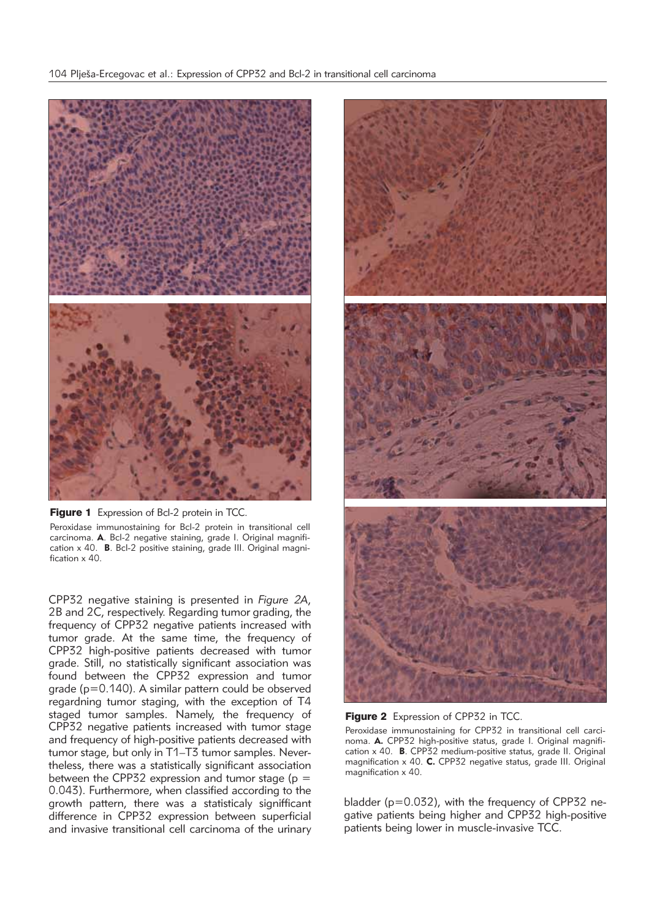**Figure 1** Expression of Bcl-2 protein in TCC.

Peroxidase immunostaining for Bcl-2 protein in transitional cell carcinoma. **A**. Bcl-2 negative staining, grade I. Original magnification x 40. **B**. Bcl-2 positive staining, grade III. Original magnification x 40.

CPP32 negative staining is presented in *Figure 2A*, 2B and 2C, respectively. Regarding tumor grading, the frequency of CPP32 negative patients increased with tumor grade. At the same time, the frequency of CPP32 high-positive patients decreased with tumor grade. Still, no statistically significant association was found between the CPP32 expression and tumor grade (p=0.140). A similar pattern could be observed regardning tumor staging, with the exception of T4 staged tumor samples. Namely, the frequency of CPP32 negative patients increased with tumor stage and frequency of high-positive patients decreased with tumor stage, but only in T1–T3 tumor samples. Nevertheless, there was a statistically significant association between the CPP32 expression and tumor stage (p = 0.043). Furthermore, when classified according to the growth pattern, there was a statisticaly signifficant difference in CPP32 expression between superficial and invasive transitional cell carcinoma of the urinary bladder (p=0.032), with the frequency of CPP32 negative patients being higher and CPP32 high-positive patients being lower in muscle-invasive TCC.

**Figure 2** Expression of CPP32 in TCC.

Peroxidase immunostaining for CPP32 in transitional cell carcinoma. **A.** CPP32 high-positive status, grade I. Original magnification x 40. **B**. CPP32 medium-positive status, grade II. Original magnification x 40. **C.** CPP32 negative status, grade III. Original magnification x 40.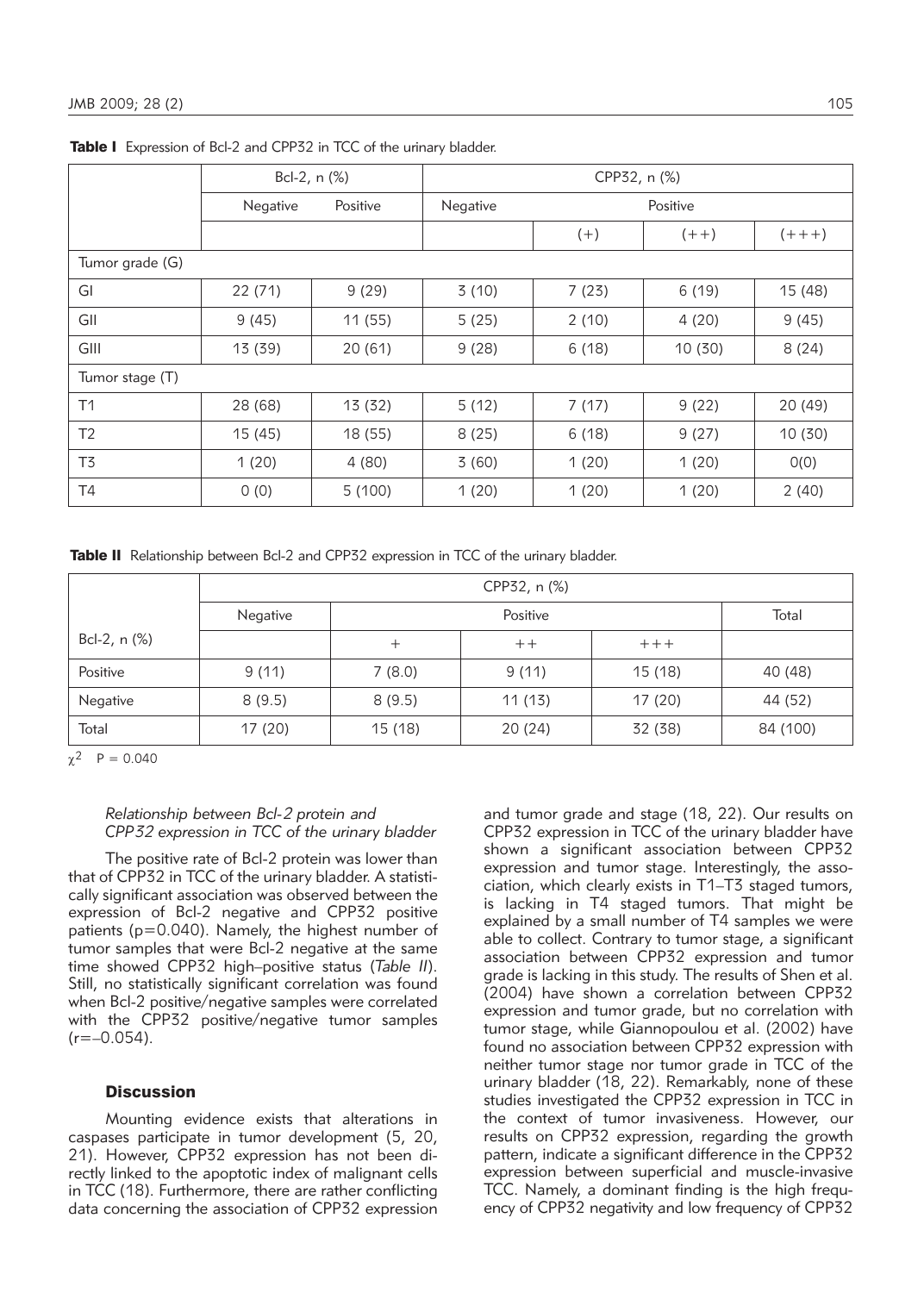**Table I** Expression of Bcl-2 and CPP32 in TCC of the urinary bladder.

| | Bcl-2, n (%) | | CPP32, n (%) | | | |
|---|---|---|---|---|---|---|
| | Negative | Positive | Negative | Positive | | |
| | | | | (+) | (++) | (+++) |
| Tumor grade (G) | | | | | | |
| GI | 22 (71) | 9 (29) | 3 (10) | 7 (23) | 6 (19) | 15 (48) |
| GII | 9 (45) | 11 (55) | 5 (25) | 2 (10) | 4 (20) | 9 (45) |
| GIII | 13 (39) | 20 (61) | 9 (28) | 6 (18) | 10 (30) | 8 (24) |
| Tumor stage (T) | | | | | | |
| T1 | 28 (68) | 13 (32) | 5 (12) | 7 (17) | 9 (22) | 20 (49) |
| T2 | 15 (45) | 18 (55) | 8 (25) | 6 (18) | 9 (27) | 10 (30) |
| T3 | 1 (20) | 4 (80) | 3 (60) | 1 (20) | 1 (20) | 0(0) |
| T4 | 0 (0) | 5 (100) | 1 (20) | 1 (20) | 1 (20) | 2 (40) |

**Table II** Relationship between Bcl-2 and CPP32 expression in TCC of the urinary bladder.

| | CPP32, n (%) | | | | |
|---|---|---|---|---|---|
| | Negative | Positive | | | Total |
| Bcl-2, n (%) | | + | ++ | +++ | |
| Positive | 9 (11) | 7 (8.0) | 9 (11) | 15 (18) | 40 (48) |
| Negative | 8 (9.5) | 8 (9.5) | 11 (13) | 17 (20) | 44 (52) |
| Total | 17 (20) | 15 (18) | 20 (24) | 32 (38) | 84 (100) |

$\chi^2$ P = 0.040

*Relationship between Bcl-2 protein and CPP32 expression in TCC of the urinary bladder*

The positive rate of Bcl-2 protein was lower than that of CPP32 in TCC of the urinary bladder. A statistically significant association was observed between the expression of Bcl-2 negative and CPP32 positive patients (p=0.040). Namely, the highest number of tumor samples that were Bcl-2 negative at the same time showed CPP32 high–positive status (*Table II*). Still, no statistically significant correlation was found when Bcl-2 positive/negative samples were correlated with the CPP32 positive/negative tumor samples (r=–0.054).

## Discussion

Mounting evidence exists that alterations in caspases participate in tumor development (5, 20, 21). However, CPP32 expression has not been directly linked to the apoptotic index of malignant cells in TCC (18). Furthermore, there are rather conflicting data concerning the association of CPP32 expression and tumor grade and stage (18, 22). Our results on CPP32 expression in TCC of the urinary bladder have shown a significant association between CPP32 expression and tumor stage. Interestingly, the association, which clearly exists in T1–T3 staged tumors, is lacking in T4 staged tumors. That might be explained by a small number of T4 samples we were able to collect. Contrary to tumor stage, a significant association between CPP32 expression and tumor grade is lacking in this study. The results of Shen et al. (2004) have shown a correlation between CPP32 expression and tumor grade, but no correlation with tumor stage, while Giannopoulou et al. (2002) have found no association between CPP32 expression with neither tumor stage nor tumor grade in TCC of the urinary bladder (18, 22). Remarkably, none of these studies investigated the CPP32 expression in TCC in the context of tumor invasiveness. However, our results on CPP32 expression, regarding the growth pattern, indicate a significant difference in the CPP32 expression between superficial and muscle-invasive TCC. Namely, a dominant finding is the high frequency of CPP32 negativity and low frequency of CPP32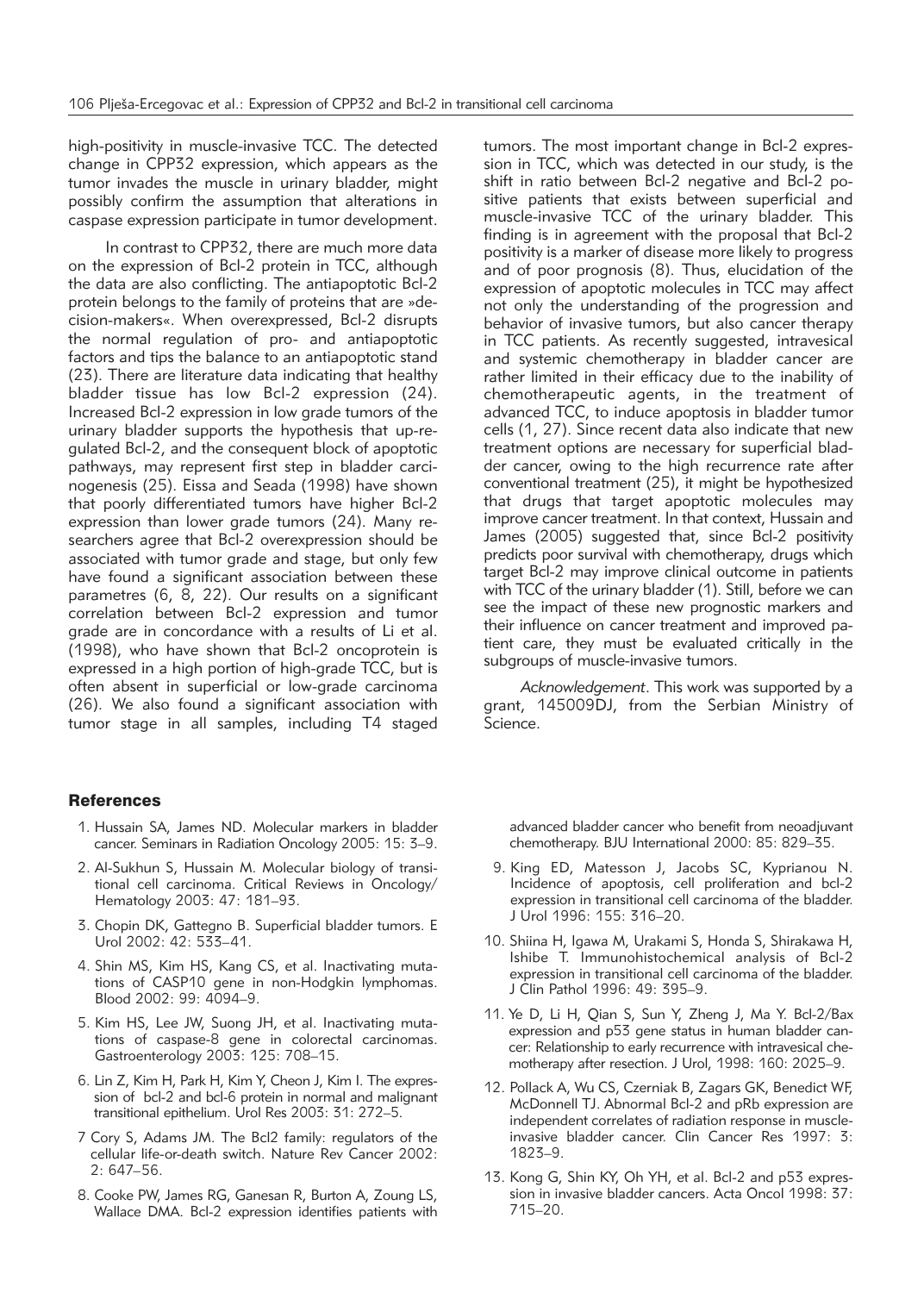high-positivity in muscle-invasive TCC. The detected change in CPP32 expression, which appears as the tumor invades the muscle in urinary bladder, might possibly confirm the assumption that alterations in caspase expression participate in tumor development.

In contrast to CPP32, there are much more data on the expression of Bcl-2 protein in TCC, although the data are also conflicting. The antiapoptotic Bcl-2 protein belongs to the family of proteins that are »decision-makers«. When overexpressed, Bcl-2 disrupts the normal regulation of pro- and antiapoptotic factors and tips the balance to an antiapoptotic stand (23). There are literature data indicating that healthy bladder tissue has low Bcl-2 expression (24). Increased Bcl-2 expression in low grade tumors of the urinary bladder supports the hypothesis that up-regulated Bcl-2, and the consequent block of apoptotic pathways, may represent first step in bladder carcinogenesis (25). Eissa and Seada (1998) have shown that poorly differentiated tumors have higher Bcl-2 expression than lower grade tumors (24). Many researchers agree that Bcl-2 overexpression should be associated with tumor grade and stage, but only few have found a significant association between these parametres (6, 8, 22). Our results on a significant correlation between Bcl-2 expression and tumor grade are in concordance with a results of Li et al. (1998), who have shown that Bcl-2 oncoprotein is expressed in a high portion of high-grade TCC, but is often absent in superficial or low-grade carcinoma (26). We also found a significant association with tumor stage in all samples, including T4 staged tumors. The most important change in Bcl-2 expression in TCC, which was detected in our study, is the shift in ratio between Bcl-2 negative and Bcl-2 positive patients that exists between superficial and muscle-invasive TCC of the urinary bladder. This finding is in agreement with the proposal that Bcl-2 positivity is a marker of disease more likely to progress and of poor prognosis (8). Thus, elucidation of the expression of apoptotic molecules in TCC may affect not only the understanding of the progression and behavior of invasive tumors, but also cancer therapy in TCC patients. As recently suggested, intravesical and systemic chemotherapy in bladder cancer are rather limited in their efficacy due to the inability of chemotherapeutic agents, in the treatment of advanced TCC, to induce apoptosis in bladder tumor cells (1, 27). Since recent data also indicate that new treatment options are necessary for superficial bladder cancer, owing to the high recurrence rate after conventional treatment (25), it might be hypothesized that drugs that target apoptotic molecules may improve cancer treatment. In that context, Hussain and James (2005) suggested that, since Bcl-2 positivity predicts poor survival with chemotherapy, drugs which target Bcl-2 may improve clinical outcome in patients with TCC of the urinary bladder (1). Still, before we can see the impact of these new prognostic markers and their influence on cancer treatment and improved patient care, they must be evaluated critically in the subgroups of muscle-invasive tumors.

*Acknowledgement*. This work was supported by a grant, 145009DJ, from the Serbian Ministry of Science.

## References

1. Hussain SA, James ND. Molecular markers in bladder cancer. Seminars in Radiation Oncology 2005: 15: 3–9.
2. Al-Sukhun S, Hussain M. Molecular biology of transitional cell carcinoma. Critical Reviews in Oncology/Hematology 2003: 47: 181–93.
3. Chopin DK, Gattegno B. Superficial bladder tumors. E Urol 2002: 42: 533–41.
4. Shin MS, Kim HS, Kang CS, et al. Inactivating mutations of CASP10 gene in non-Hodgkin lymphomas. Blood 2002: 99: 4094–9.
5. Kim HS, Lee JW, Suong JH, et al. Inactivating mutations of caspase-8 gene in colorectal carcinomas. Gastroenterology 2003: 125: 708–15.
6. Lin Z, Kim H, Park H, Kim Y, Cheon J, Kim I. The expression of bcl-2 and bcl-6 protein in normal and malignant transitional epithelium. Urol Res 2003: 31: 272–5.
7. Cory S, Adams JM. The Bcl2 family: regulators of the cellular life-or-death switch. Nature Rev Cancer 2002: 2: 647–56.
8. Cooke PW, James RG, Ganesan R, Burton A, Zoung LS, Wallace DMA. Bcl-2 expression identifies patients with advanced bladder cancer who benefit from neoadjuvant chemotherapy. BJU International 2000: 85: 829–35.
9. King ED, Matesson J, Jacobs SC, Kyprianou N. Incidence of apoptosis, cell proliferation and bcl-2 expression in transitional cell carcinoma of the bladder. J Urol 1996: 155: 316–20.
10. Shiina H, Igawa M, Urakami S, Honda S, Shirakawa H, Ishibe T. Immunohistochemical analysis of Bcl-2 expression in transitional cell carcinoma of the bladder. J Clin Pathol 1996: 49: 395–9.
11. Ye D, Li H, Qian S, Sun Y, Zheng J, Ma Y. Bcl-2/Bax expression and p53 gene status in human bladder cancer: Relationship to early recurrence with intravesical chemotherapy after resection. J Urol, 1998: 160: 2025–9.
12. Pollack A, Wu CS, Czerniak B, Zagars GK, Benedict WF, McDonnell TJ. Abnormal Bcl-2 and pRb expression are independent correlates of radiation response in muscle-invasive bladder cancer. Clin Cancer Res 1997: 3: 1823–9.
13. Kong G, Shin KY, Oh YH, et al. Bcl-2 and p53 expression in invasive bladder cancers. Acta Oncol 1998: 37: 715–20.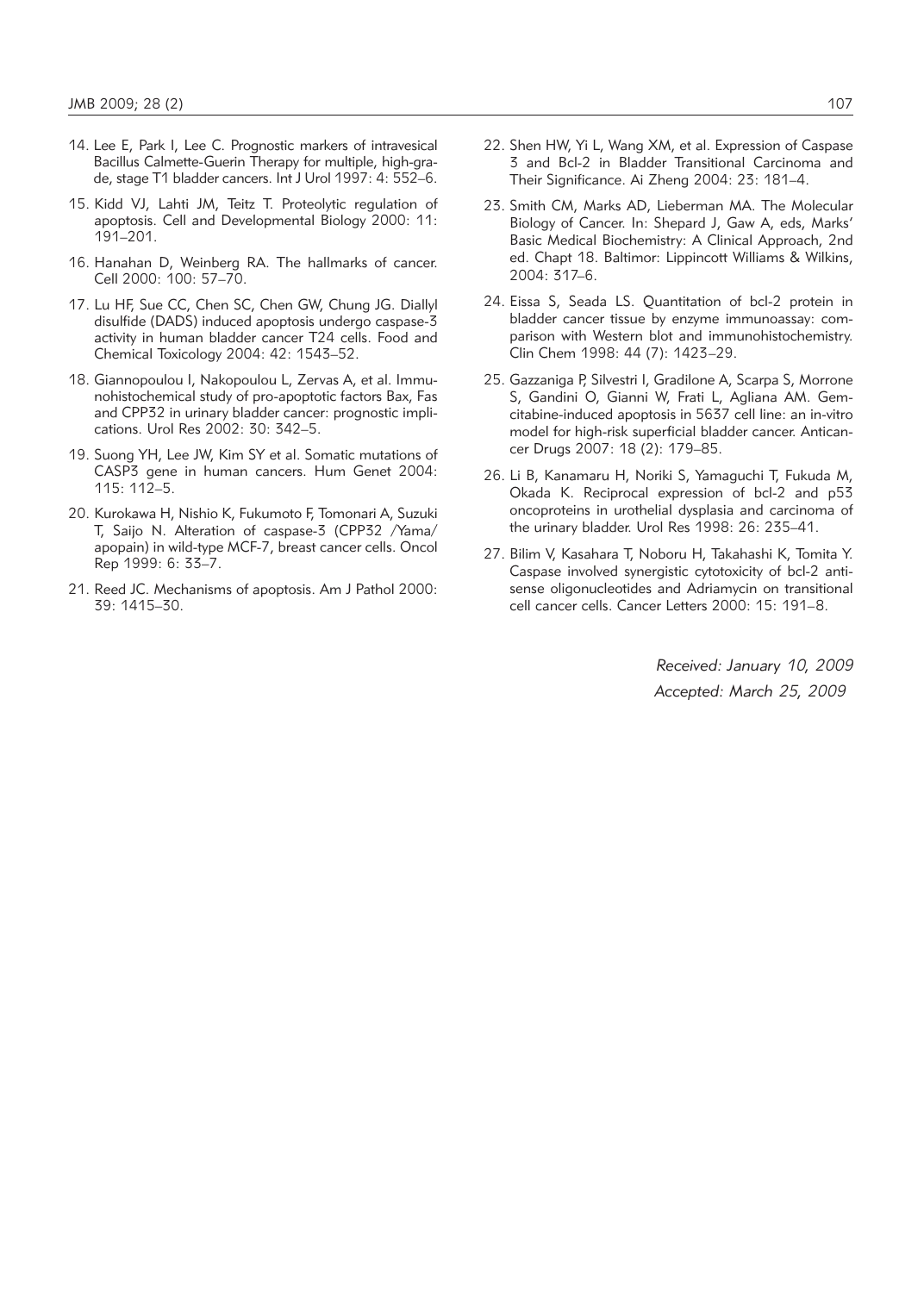14. Lee E, Park I, Lee C. Prognostic markers of intravesical Bacillus Calmette-Guerin Therapy for multiple, high-grade, stage T1 bladder cancers. Int J Urol 1997: 4: 552–6.

15. Kidd VJ, Lahti JM, Teitz T. Proteolytic regulation of apoptosis. Cell and Developmental Biology 2000: 11: 191–201.

16. Hanahan D, Weinberg RA. The hallmarks of cancer. Cell 2000: 100: 57–70.

17. Lu HF, Sue CC, Chen SC, Chen GW, Chung JG. Diallyl disulfide (DADS) induced apoptosis undergo caspase-3 activity in human bladder cancer T24 cells. Food and Chemical Toxicology 2004: 42: 1543–52.

18. Giannopoulou I, Nakopoulou L, Zervas A, et al. Immunohistochemical study of pro-apoptotic factors Bax, Fas and CPP32 in urinary bladder cancer: prognostic implications. Urol Res 2002: 30: 342–5.

19. Suong YH, Lee JW, Kim SY et al. Somatic mutations of CASP3 gene in human cancers. Hum Genet 2004: 115: 112–5.

20. Kurokawa H, Nishio K, Fukumoto F, Tomonari A, Suzuki T, Saijo N. Alteration of caspase-3 (CPP32 /Yama/ apopain) in wild-type MCF-7, breast cancer cells. Oncol Rep 1999: 6: 33–7.

21. Reed JC. Mechanisms of apoptosis. Am J Pathol 2000: 39: 1415–30.

22. Shen HW, Yi L, Wang XM, et al. Expression of Caspase 3 and Bcl-2 in Bladder Transitional Carcinoma and Their Significance. Ai Zheng 2004: 23: 181–4.

23. Smith CM, Marks AD, Lieberman MA. The Molecular Biology of Cancer. In: Shepard J, Gaw A, eds, Marks' Basic Medical Biochemistry: A Clinical Approach, 2nd ed. Chapt 18. Baltimor: Lippincott Williams & Wilkins, 2004: 317–6.

24. Eissa S, Seada LS. Quantitation of bcl-2 protein in bladder cancer tissue by enzyme immunoassay: comparison with Western blot and immunohistochemistry. Clin Chem 1998: 44 (7): 1423–29.

25. Gazzaniga P, Silvestri I, Gradilone A, Scarpa S, Morrone S, Gandini O, Gianni W, Frati L, Agliana AM. Gemcitabine-induced apoptosis in 5637 cell line: an in-vitro model for high-risk superficial bladder cancer. Anticancer Drugs 2007: 18 (2): 179–85.

26. Li B, Kanamaru H, Noriki S, Yamaguchi T, Fukuda M, Okada K. Reciprocal expression of bcl-2 and p53 oncoproteins in urothelial dysplasia and carcinoma of the urinary bladder. Urol Res 1998: 26: 235–41.

27. Bilim V, Kasahara T, Noboru H, Takahashi K, Tomita Y. Caspase involved synergistic cytotoxicity of bcl-2 antisense oligonucleotides and Adriamycin on transitional cell cancer cells. Cancer Letters 2000: 15: 191–8.

*Received: January 10, 2009*
*Accepted: March 25, 2009*